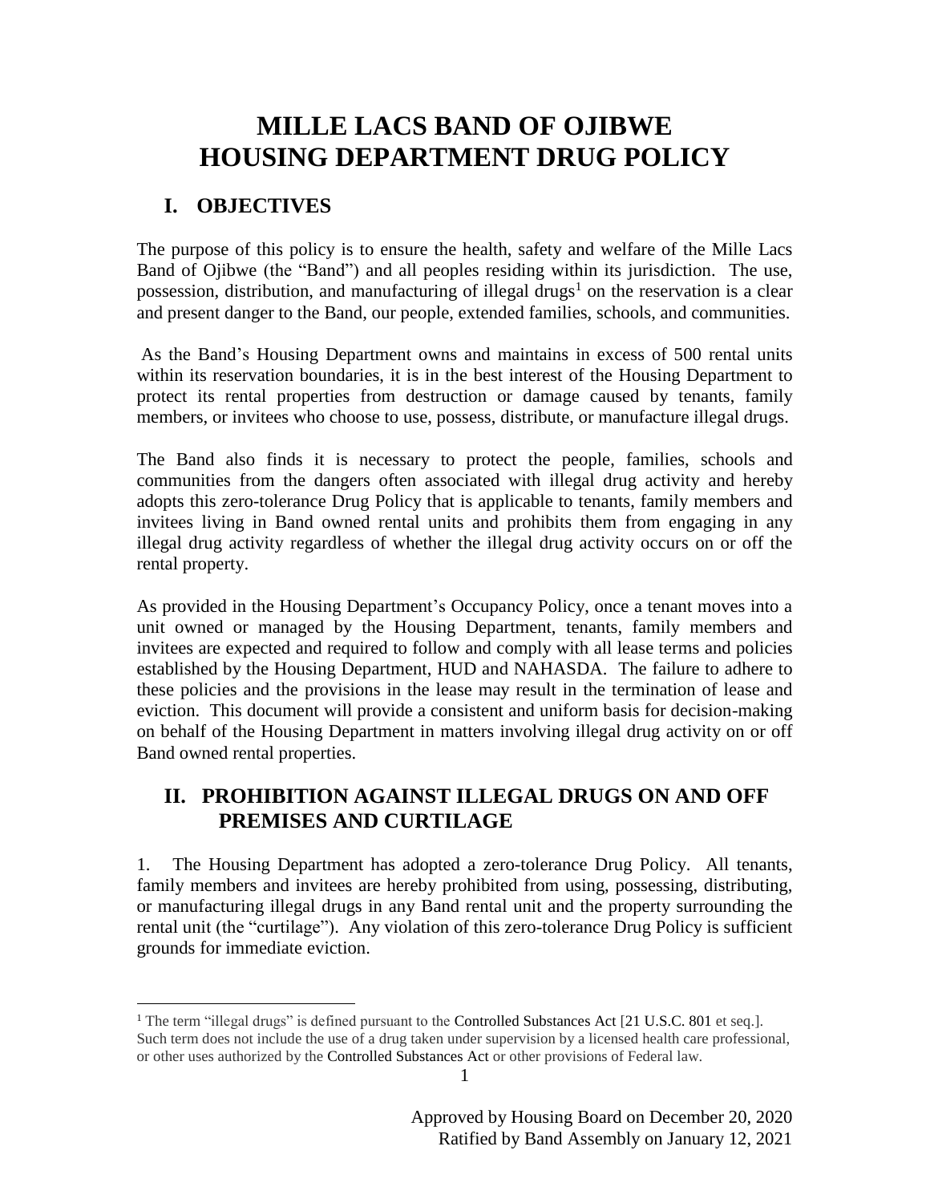# MILLE LACS BAND OF OJIBWE HOUSING DEPARTMENT DRUG POLICY

## I. OBJECTIVES

The purpose of this policy is to ensure the health, safety and welfare of the Mille Lacs Band of Ojibwe (the "Band") and all peoples residing within its jurisdiction. The use, possession, distribution, and manufacturing of illegal drugs[1] on the reservation is a clear and present danger to the Band, our people, extended families, schools, and communities.

As the Band's Housing Department owns and maintains in excess of 500 rental units within its reservation boundaries, it is in the best interest of the Housing Department to protect its rental properties from destruction or damage caused by tenants, family members, or invitees who choose to use, possess, distribute, or manufacture illegal drugs.

The Band also finds it is necessary to protect the people, families, schools and communities from the dangers often associated with illegal drug activity and hereby adopts this zero-tolerance Drug Policy that is applicable to tenants, family members and invitees living in Band owned rental units and prohibits them from engaging in any illegal drug activity regardless of whether the illegal drug activity occurs on or off the rental property.

As provided in the Housing Department's Occupancy Policy, once a tenant moves into a unit owned or managed by the Housing Department, tenants, family members and invitees are expected and required to follow and comply with all lease terms and policies established by the Housing Department, HUD and NAHASDA. The failure to adhere to these policies and the provisions in the lease may result in the termination of lease and eviction. This document will provide a consistent and uniform basis for decision-making on behalf of the Housing Department in matters involving illegal drug activity on or off Band owned rental properties.

## II. PROHIBITION AGAINST ILLEGAL DRUGS ON AND OFF PREMISES AND CURTILAGE

1. The Housing Department has adopted a zero-tolerance Drug Policy. All tenants, family members and invitees are hereby prohibited from using, possessing, distributing, or manufacturing illegal drugs in any Band rental unit and the property surrounding the rental unit (the "curtilage"). Any violation of this zero-tolerance Drug Policy is sufficient grounds for immediate eviction.

[1] The term "illegal drugs" is defined pursuant to the Controlled Substances Act [21 U.S.C. 801 et seq.]. Such term does not include the use of a drug taken under supervision by a licensed health care professional, or other uses authorized by the Controlled Substances Act or other provisions of Federal law.

Approved by Housing Board on December 20, 2020
Ratified by Band Assembly on January 12, 2021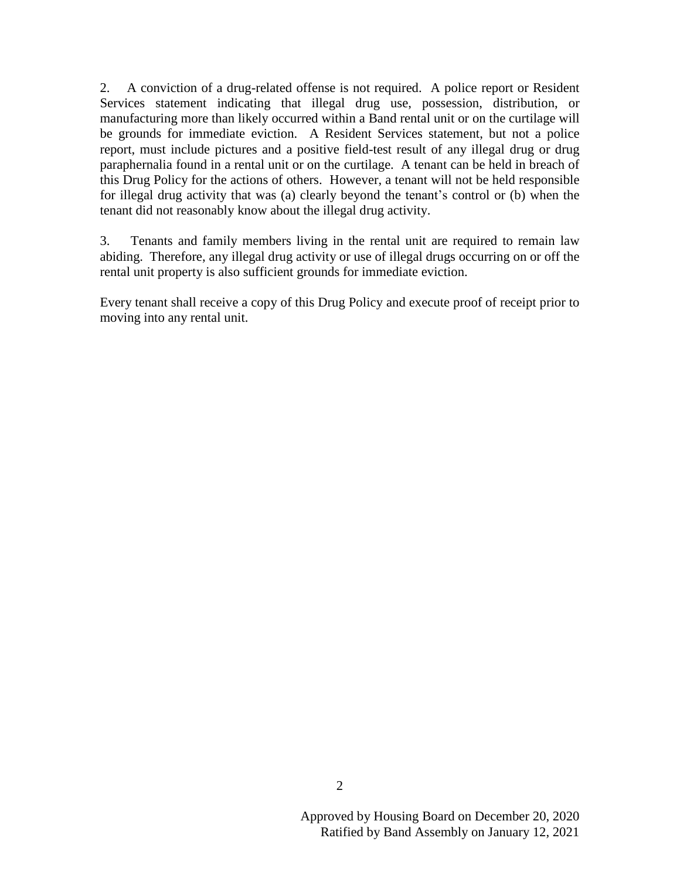2. A conviction of a drug-related offense is not required. A police report or Resident Services statement indicating that illegal drug use, possession, distribution, or manufacturing more than likely occurred within a Band rental unit or on the curtilage will be grounds for immediate eviction. A Resident Services statement, but not a police report, must include pictures and a positive field-test result of any illegal drug or drug paraphernalia found in a rental unit or on the curtilage. A tenant can be held in breach of this Drug Policy for the actions of others. However, a tenant will not be held responsible for illegal drug activity that was (a) clearly beyond the tenant's control or (b) when the tenant did not reasonably know about the illegal drug activity.

3. Tenants and family members living in the rental unit are required to remain law abiding. Therefore, any illegal drug activity or use of illegal drugs occurring on or off the rental unit property is also sufficient grounds for immediate eviction.

Every tenant shall receive a copy of this Drug Policy and execute proof of receipt prior to moving into any rental unit.

Approved by Housing Board on December 20, 2020
Ratified by Band Assembly on January 12, 2021